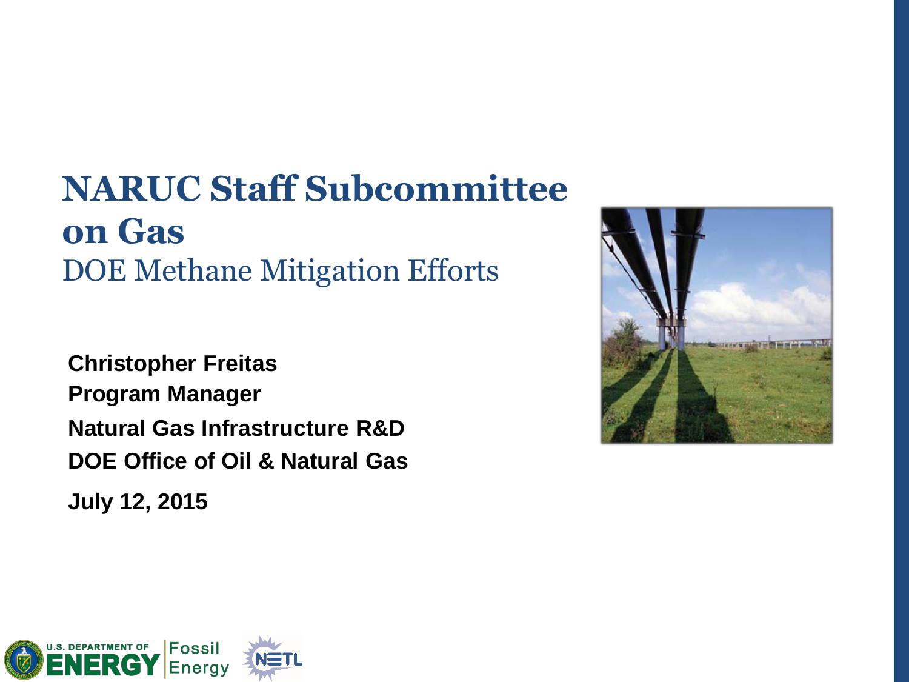# NARUC Staff Subcommittee on Gas

## DOE Methane Mitigation Efforts

**Christopher Freitas**
**Program Manager**
**Natural Gas Infrastructure R&D**
**DOE Office of Oil & Natural Gas**

**July 12, 2015**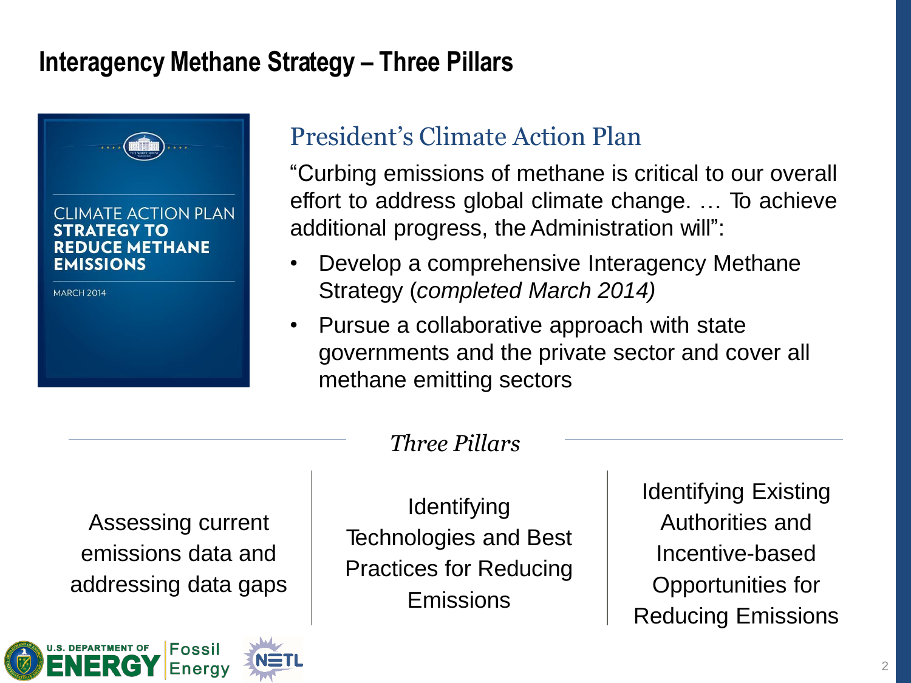# Interagency Methane Strategy – Three Pillars

CLIMATE ACTION PLAN
**STRATEGY TO REDUCE METHANE EMISSIONS**
MARCH 2014

## President's Climate Action Plan

"Curbing emissions of methane is critical to our overall effort to address global climate change. … To achieve additional progress, the Administration will":

- Develop a comprehensive Interagency Methane Strategy (*completed March 2014)*
- Pursue a collaborative approach with state governments and the private sector and cover all methane emitting sectors

### *Three Pillars*

| Assessing current emissions data and addressing data gaps | Identifying Technologies and Best Practices for Reducing Emissions | Identifying Existing Authorities and Incentive-based Opportunities for Reducing Emissions |
|---|---|---|

U.S. DEPARTMENT OF ENERGY | Fossil Energy | NETL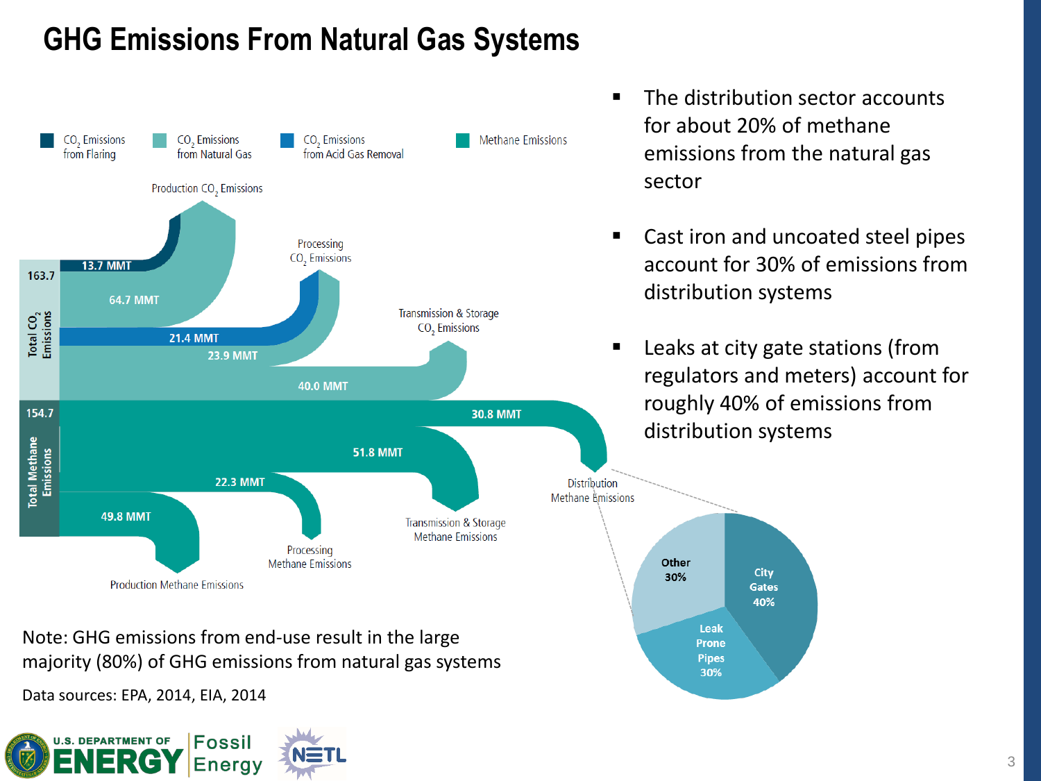# GHG Emissions From Natural Gas Systems

$CO_2$ Emissions from Flaring | $CO_2$ Emissions from Natural Gas | $CO_2$ Emissions from Acid Gas Removal | Methane Emissions

Total $CO_2$ Emissions: 163.7

- Production $CO_2$ Emissions: 13.7 MMT, 64.7 MMT
- Processing $CO_2$ Emissions: 21.4 MMT, 23.9 MMT
- Transmission & Storage $CO_2$ Emissions: 40.0 MMT

Total Methane Emissions: 154.7

- Distribution Methane Emissions: 30.8 MMT
- Transmission & Storage Methane Emissions: 51.8 MMT
- Processing Methane Emissions: 22.3 MMT
- Production Methane Emissions: 49.8 MMT

Distribution Methane Emissions: City Gates 40%, Leak Prone Pipes 30%, Other 30%

- The distribution sector accounts for about 20% of methane emissions from the natural gas sector
- Cast iron and uncoated steel pipes account for 30% of emissions from distribution systems
- Leaks at city gate stations (from regulators and meters) account for roughly 40% of emissions from distribution systems

Note: GHG emissions from end-use result in the large majority (80%) of GHG emissions from natural gas systems

Data sources: EPA, 2014, EIA, 2014

U.S. DEPARTMENT OF ENERGY | Fossil Energy | NETL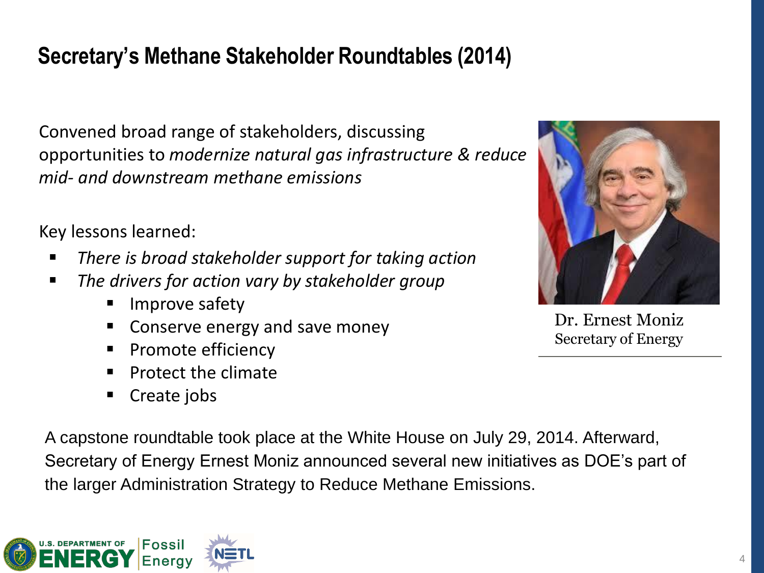# Secretary's Methane Stakeholder Roundtables (2014)

Convened broad range of stakeholders, discussing opportunities to *modernize natural gas infrastructure & reduce mid- and downstream methane emissions*

Key lessons learned:

- *There is broad stakeholder support for taking action*
- *The drivers for action vary by stakeholder group*
  - Improve safety
  - Conserve energy and save money
  - Promote efficiency
  - Protect the climate
  - Create jobs

Dr. Ernest Moniz
Secretary of Energy

A capstone roundtable took place at the White House on July 29, 2014. Afterward, Secretary of Energy Ernest Moniz announced several new initiatives as DOE's part of the larger Administration Strategy to Reduce Methane Emissions.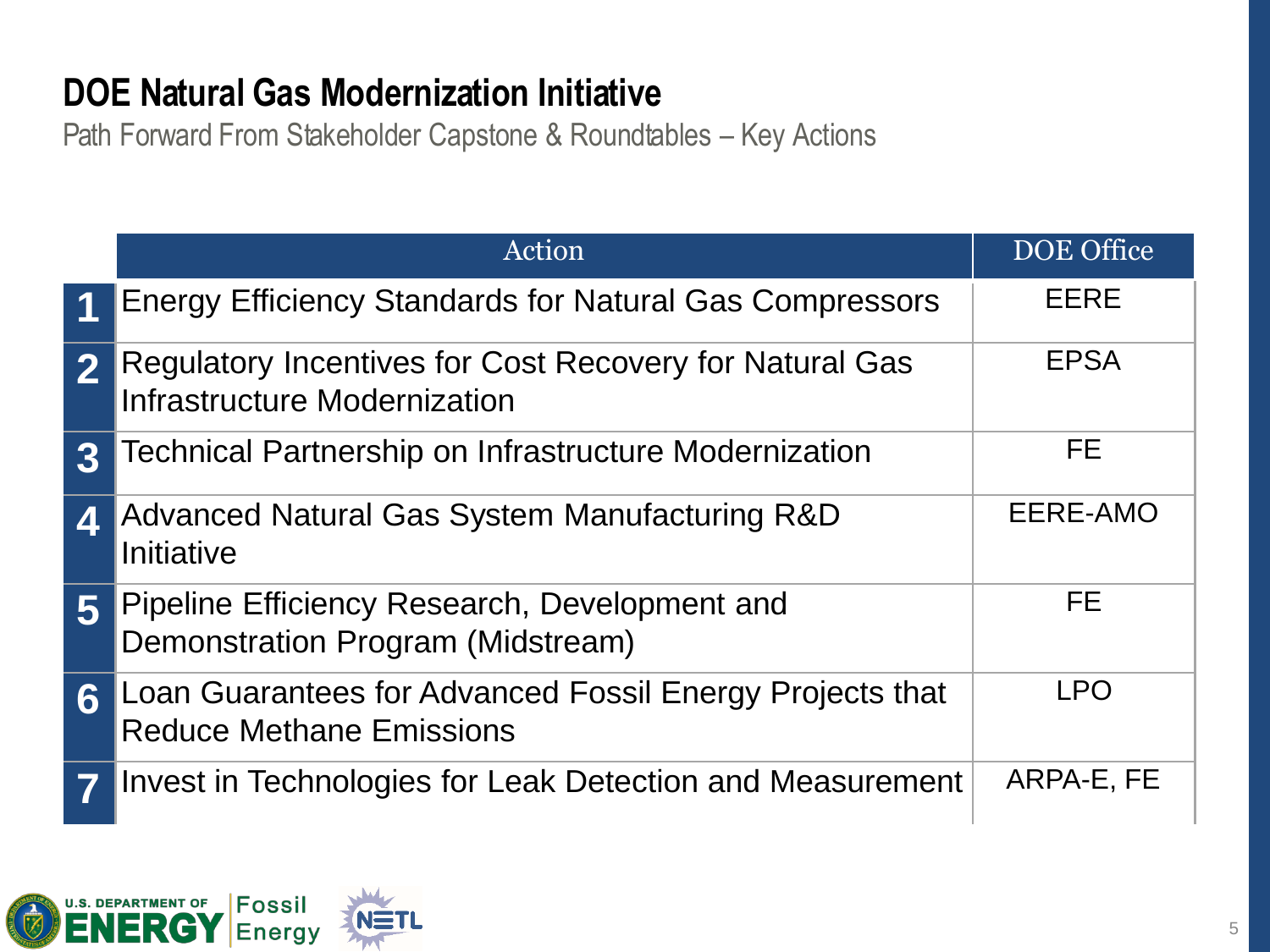# DOE Natural Gas Modernization Initiative

Path Forward From Stakeholder Capstone & Roundtables – Key Actions

| | Action | DOE Office |
|---|---|---|
| 1 | Energy Efficiency Standards for Natural Gas Compressors | EERE |
| 2 | Regulatory Incentives for Cost Recovery for Natural Gas Infrastructure Modernization | EPSA |
| 3 | Technical Partnership on Infrastructure Modernization | FE |
| 4 | Advanced Natural Gas System Manufacturing R&D Initiative | EERE-AMO |
| 5 | Pipeline Efficiency Research, Development and Demonstration Program (Midstream) | FE |
| 6 | Loan Guarantees for Advanced Fossil Energy Projects that Reduce Methane Emissions | LPO |
| 7 | Invest in Technologies for Leak Detection and Measurement | ARPA-E, FE |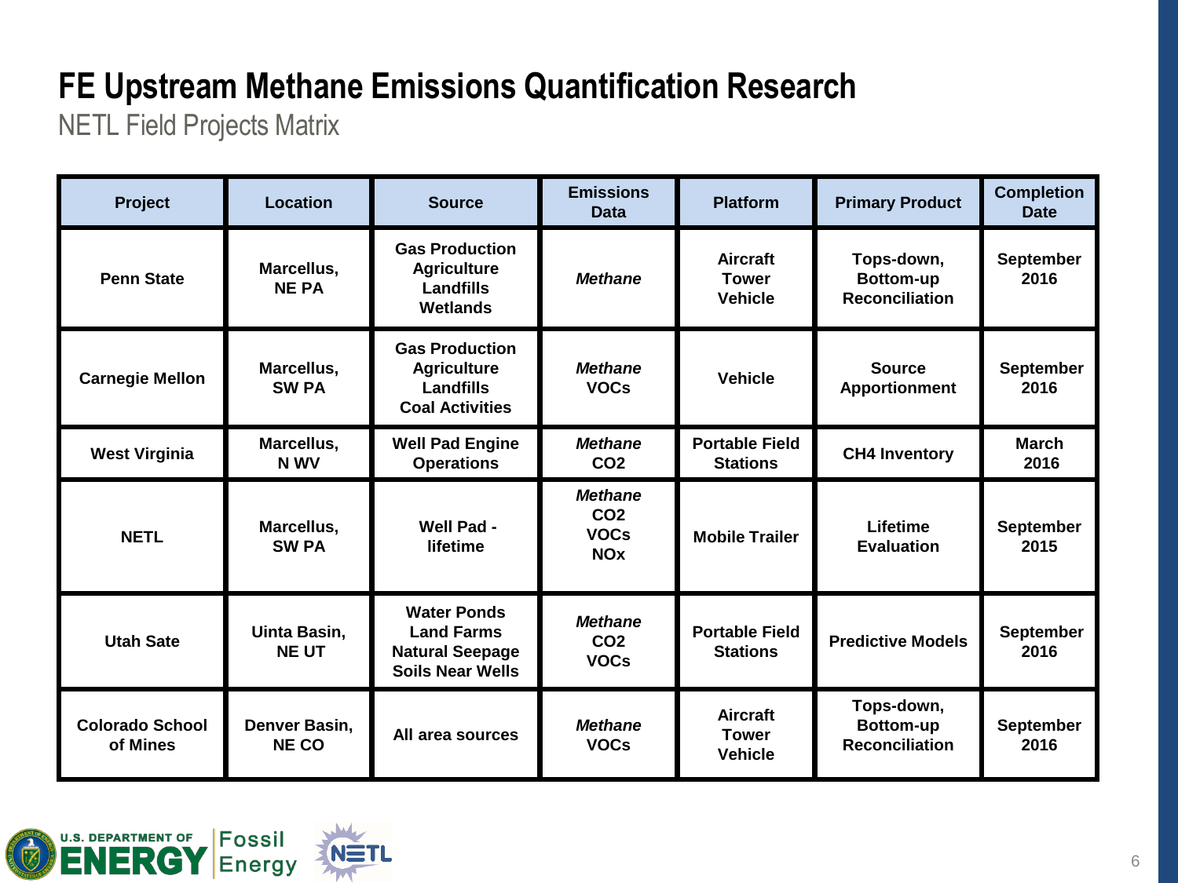# FE Upstream Methane Emissions Quantification Research

NETL Field Projects Matrix

| Project | Location | Source | Emissions Data | Platform | Primary Product | Completion Date |
|---|---|---|---|---|---|---|
| Penn State | Marcellus, NE PA | Gas Production<br>Agriculture<br>Landfills<br>Wetlands | *Methane* | Aircraft<br>Tower<br>Vehicle | Tops-down, Bottom-up Reconciliation | September 2016 |
| Carnegie Mellon | Marcellus, SW PA | Gas Production<br>Agriculture<br>Landfills<br>Coal Activities | *Methane*<br>VOCs | Vehicle | Source Apportionment | September 2016 |
| West Virginia | Marcellus, N WV | Well Pad Engine Operations | *Methane*<br>CO2 | Portable Field Stations | CH4 Inventory | March 2016 |
| NETL | Marcellus, SW PA | Well Pad - lifetime | *Methane*<br>CO2<br>VOCs<br>NOx | Mobile Trailer | Lifetime Evaluation | September 2015 |
| Utah Sate | Uinta Basin, NE UT | Water Ponds<br>Land Farms<br>Natural Seepage<br>Soils Near Wells | *Methane*<br>CO2<br>VOCs | Portable Field Stations | Predictive Models | September 2016 |
| Colorado School of Mines | Denver Basin, NE CO | All area sources | *Methane*<br>VOCs | Aircraft<br>Tower<br>Vehicle | Tops-down, Bottom-up Reconciliation | September 2016 |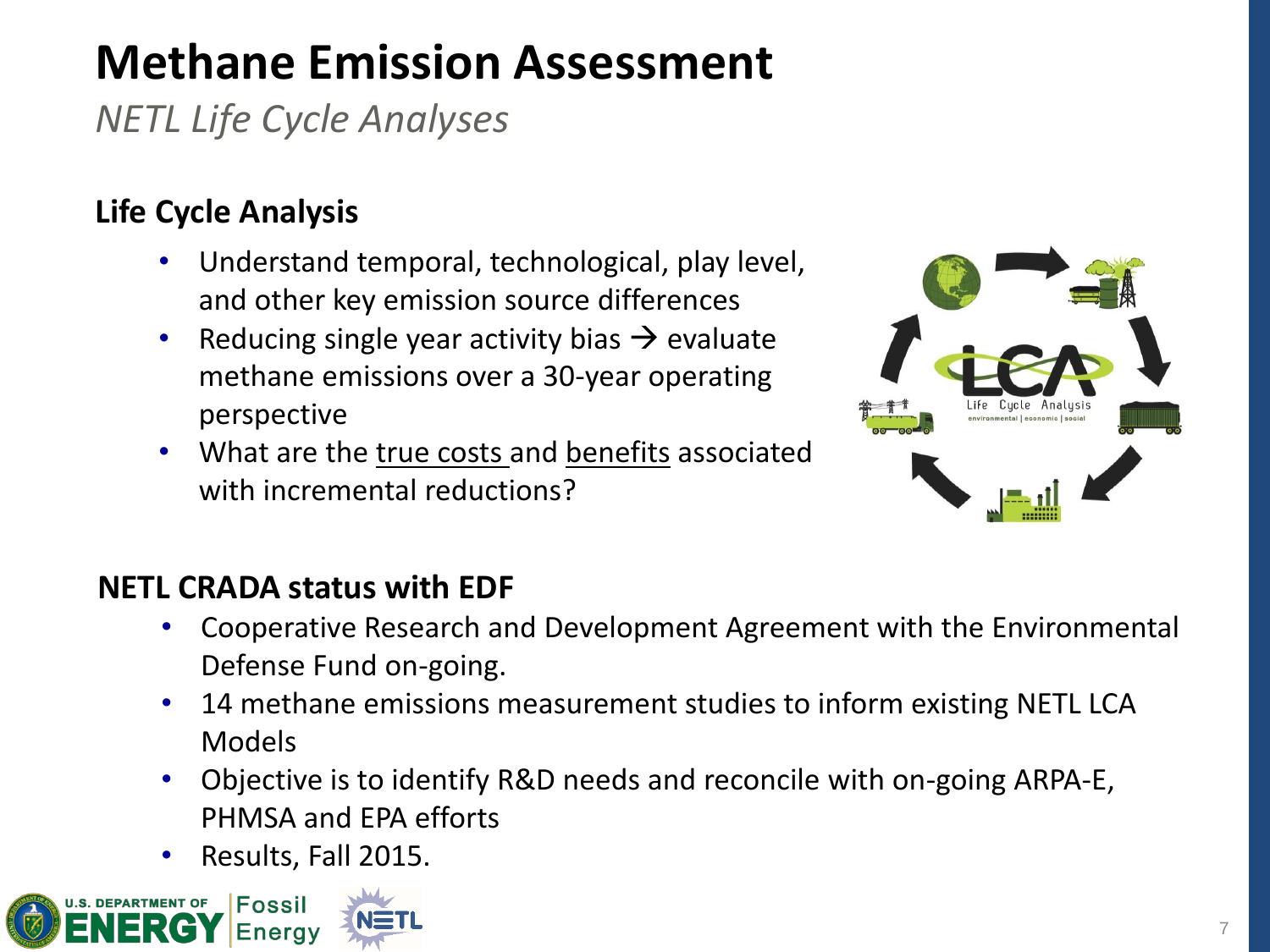# Methane Emission Assessment

*NETL Life Cycle Analyses*

## Life Cycle Analysis

- Understand temporal, technological, play level, and other key emission source differences
- Reducing single year activity bias → evaluate methane emissions over a 30-year operating perspective
- What are the true costs and benefits associated with incremental reductions?

## NETL CRADA status with EDF

- Cooperative Research and Development Agreement with the Environmental Defense Fund on-going.
- 14 methane emissions measurement studies to inform existing NETL LCA Models
- Objective is to identify R&D needs and reconcile with on-going ARPA-E, PHMSA and EPA efforts
- Results, Fall 2015.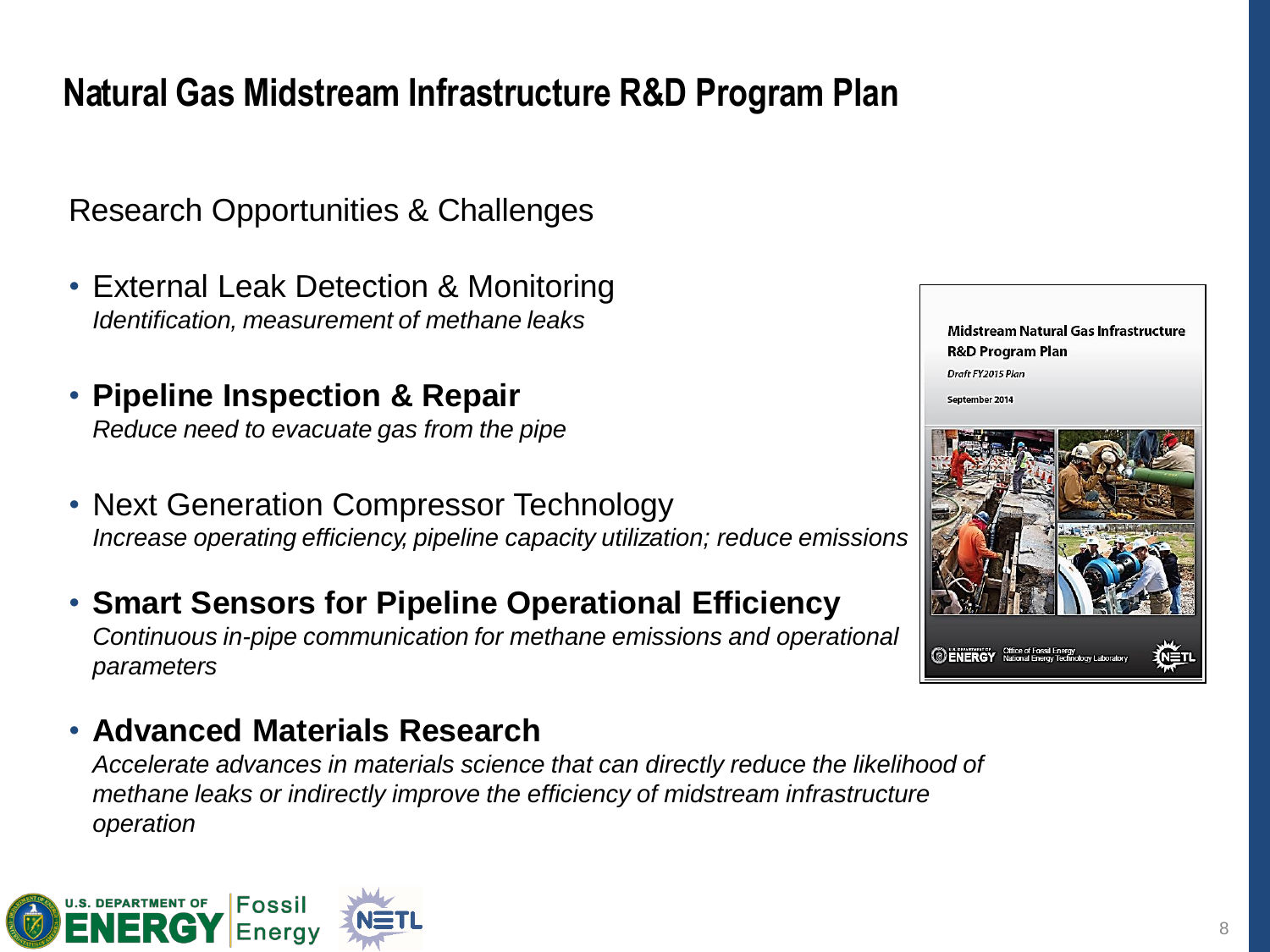# Natural Gas Midstream Infrastructure R&D Program Plan

Research Opportunities & Challenges

- External Leak Detection & Monitoring
  *Identification, measurement of methane leaks*
- **Pipeline Inspection & Repair**
  *Reduce need to evacuate gas from the pipe*
- Next Generation Compressor Technology
  *Increase operating efficiency, pipeline capacity utilization; reduce emissions*
- **Smart Sensors for Pipeline Operational Efficiency**
  *Continuous in-pipe communication for methane emissions and operational parameters*
- **Advanced Materials Research**
  *Accelerate advances in materials science that can directly reduce the likelihood of methane leaks or indirectly improve the efficiency of midstream infrastructure operation*

Midstream Natural Gas Infrastructure R&D Program Plan
*Draft FY2015 Plan*
September 2014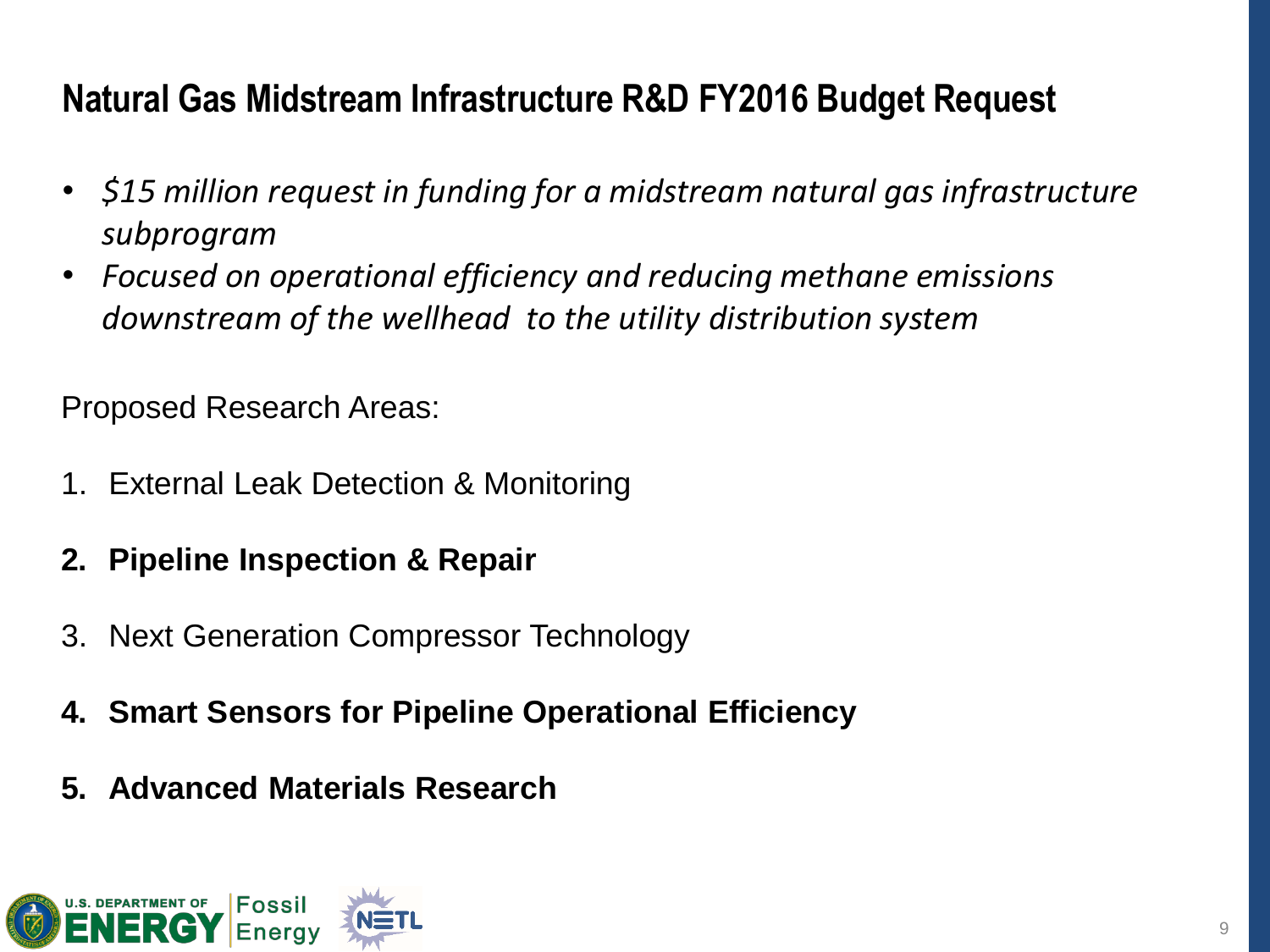# Natural Gas Midstream Infrastructure R&D FY2016 Budget Request

- *$15 million request in funding for a midstream natural gas infrastructure subprogram*
- *Focused on operational efficiency and reducing methane emissions downstream of the wellhead to the utility distribution system*

Proposed Research Areas:

1. External Leak Detection & Monitoring
2. **Pipeline Inspection & Repair**
3. Next Generation Compressor Technology
4. **Smart Sensors for Pipeline Operational Efficiency**
5. **Advanced Materials Research**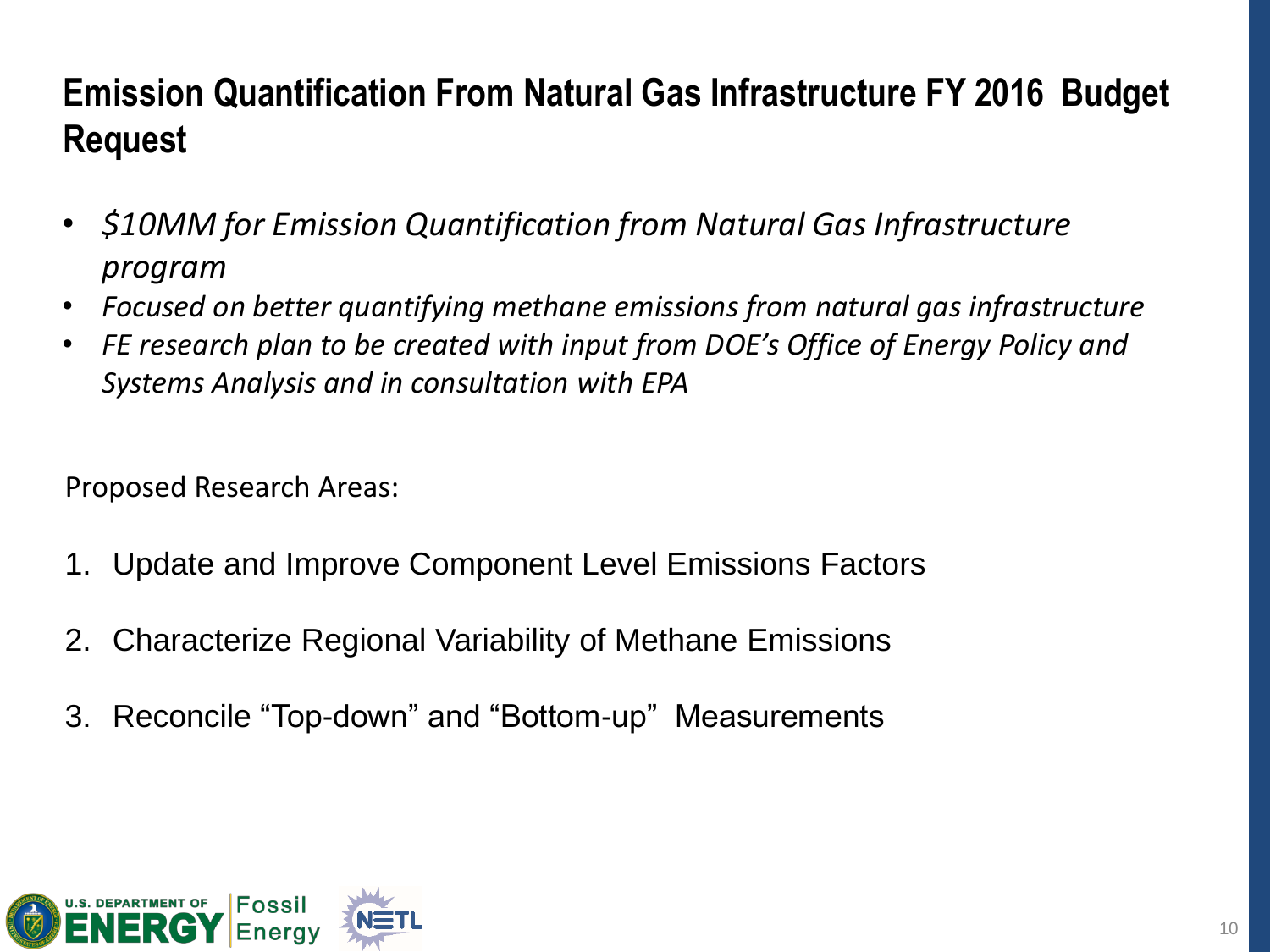# Emission Quantification From Natural Gas Infrastructure FY 2016 Budget Request

- *$10MM for Emission Quantification from Natural Gas Infrastructure program*
- *Focused on better quantifying methane emissions from natural gas infrastructure*
- *FE research plan to be created with input from DOE's Office of Energy Policy and Systems Analysis and in consultation with EPA*

Proposed Research Areas:

1. Update and Improve Component Level Emissions Factors
2. Characterize Regional Variability of Methane Emissions
3. Reconcile "Top-down" and "Bottom-up" Measurements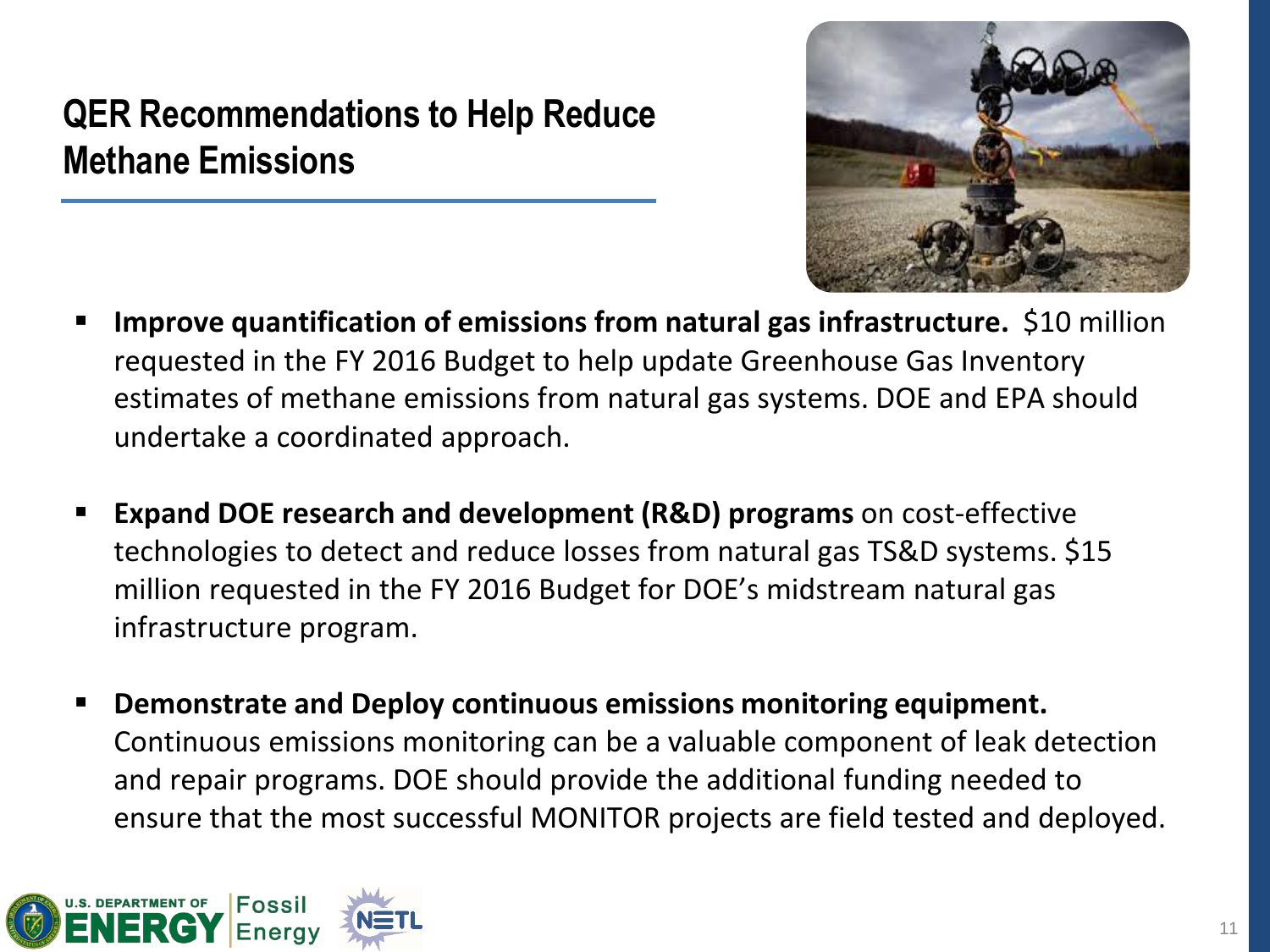# QER Recommendations to Help Reduce Methane Emissions

- **Improve quantification of emissions from natural gas infrastructure.** $10 million requested in the FY 2016 Budget to help update Greenhouse Gas Inventory estimates of methane emissions from natural gas systems. DOE and EPA should undertake a coordinated approach.

- **Expand DOE research and development (R&D) programs** on cost-effective technologies to detect and reduce losses from natural gas TS&D systems. $15 million requested in the FY 2016 Budget for DOE's midstream natural gas infrastructure program.

- **Demonstrate and Deploy continuous emissions monitoring equipment.** Continuous emissions monitoring can be a valuable component of leak detection and repair programs. DOE should provide the additional funding needed to ensure that the most successful MONITOR projects are field tested and deployed.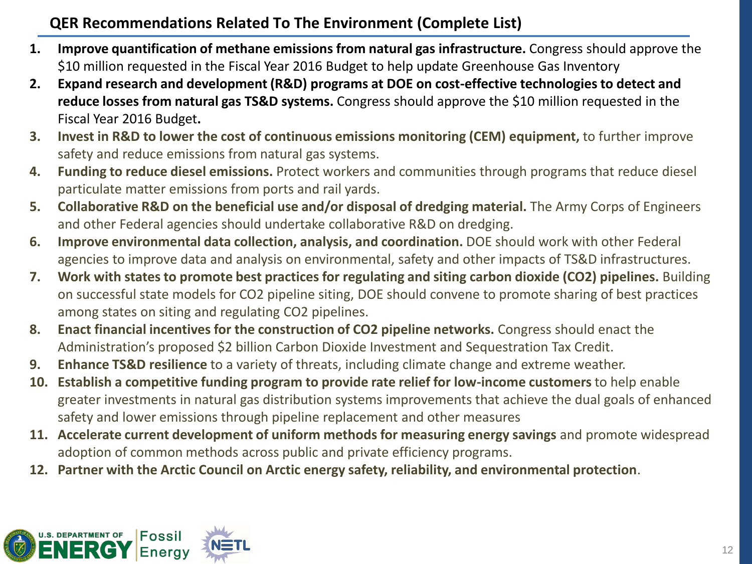## QER Recommendations Related To The Environment (Complete List)

1. **Improve quantification of methane emissions from natural gas infrastructure.** Congress should approve the $10 million requested in the Fiscal Year 2016 Budget to help update Greenhouse Gas Inventory
2. **Expand research and development (R&D) programs at DOE on cost-effective technologies to detect and reduce losses from natural gas TS&D systems.** Congress should approve the $10 million requested in the Fiscal Year 2016 Budget**.**
3. **Invest in R&D to lower the cost of continuous emissions monitoring (CEM) equipment,** to further improve safety and reduce emissions from natural gas systems.
4. **Funding to reduce diesel emissions.** Protect workers and communities through programs that reduce diesel particulate matter emissions from ports and rail yards.
5. **Collaborative R&D on the beneficial use and/or disposal of dredging material.** The Army Corps of Engineers and other Federal agencies should undertake collaborative R&D on dredging.
6. **Improve environmental data collection, analysis, and coordination.** DOE should work with other Federal agencies to improve data and analysis on environmental, safety and other impacts of TS&D infrastructures.
7. **Work with states to promote best practices for regulating and siting carbon dioxide (CO2) pipelines.** Building on successful state models for CO2 pipeline siting, DOE should convene to promote sharing of best practices among states on siting and regulating CO2 pipelines.
8. **Enact financial incentives for the construction of CO2 pipeline networks.** Congress should enact the Administration's proposed $2 billion Carbon Dioxide Investment and Sequestration Tax Credit.
9. **Enhance TS&D resilience** to a variety of threats, including climate change and extreme weather.
10. **Establish a competitive funding program to provide rate relief for low-income customers** to help enable greater investments in natural gas distribution systems improvements that achieve the dual goals of enhanced safety and lower emissions through pipeline replacement and other measures
11. **Accelerate current development of uniform methods for measuring energy savings** and promote widespread adoption of common methods across public and private efficiency programs.
12. **Partner with the Arctic Council on Arctic energy safety, reliability, and environmental protection**.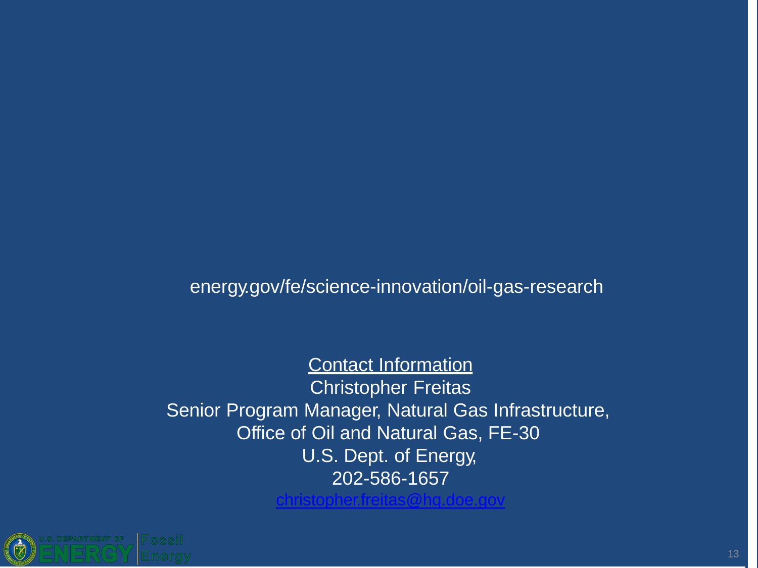energy.gov/fe/science-innovation/oil-gas-research

Contact Information

Christopher Freitas

Senior Program Manager, Natural Gas Infrastructure,

Office of Oil and Natural Gas, FE-30

U.S. Dept. of Energy,

202-586-1657

christopher.freitas@hq.doe.gov